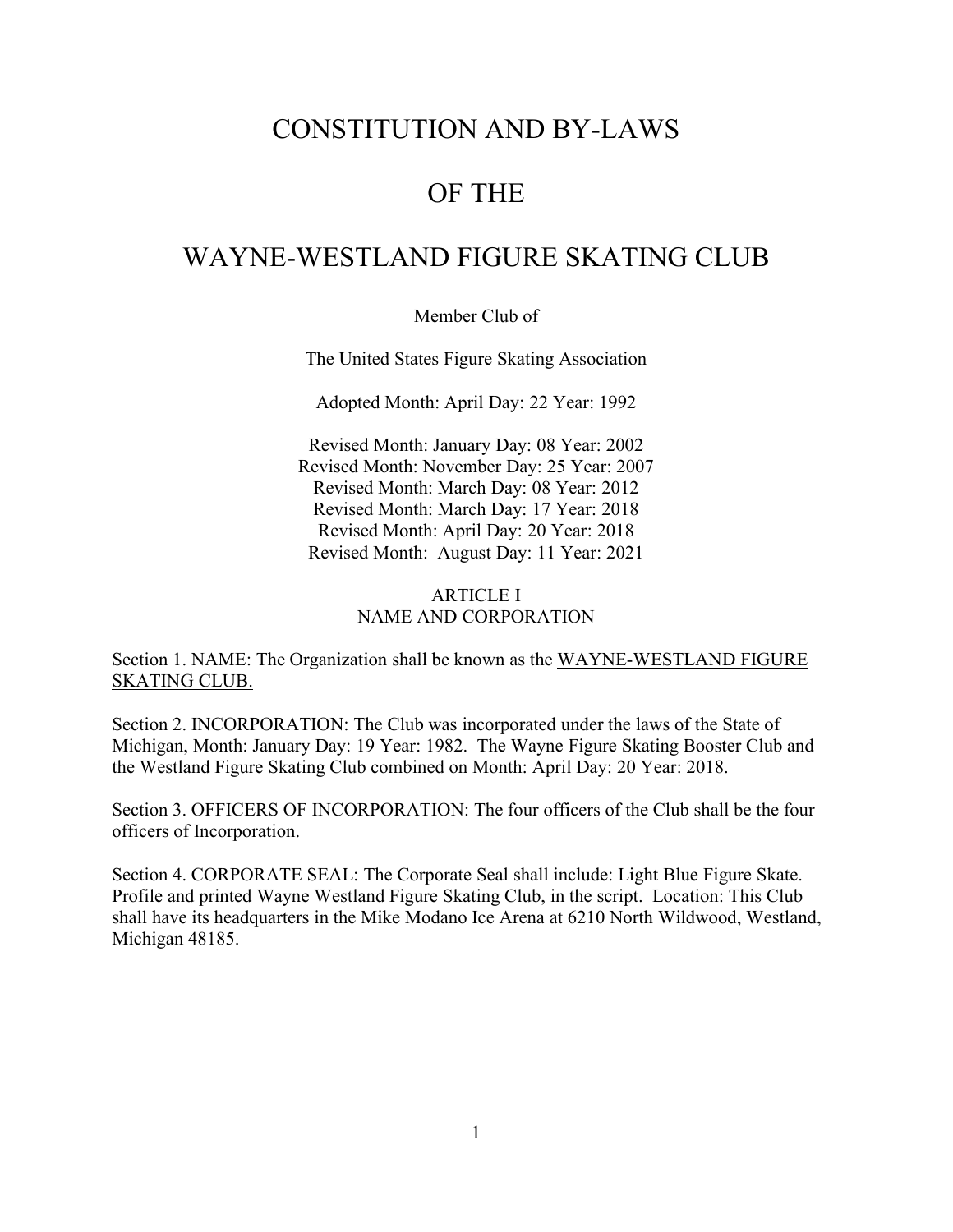# CONSTITUTION AND BY-LAWS

# OF THE

# WAYNE-WESTLAND FIGURE SKATING CLUB

Member Club of

The United States Figure Skating Association

Adopted Month: April Day: 22 Year: 1992

Revised Month: January Day: 08 Year: 2002
Revised Month: November Day: 25 Year: 2007
Revised Month: March Day: 08 Year: 2012
Revised Month: March Day: 17 Year: 2018
Revised Month: April Day: 20 Year: 2018
Revised Month: August Day: 11 Year: 2021

## ARTICLE I
## NAME AND CORPORATION

Section 1. NAME: The Organization shall be known as the <u>WAYNE-WESTLAND FIGURE SKATING CLUB.</u>

Section 2. INCORPORATION: The Club was incorporated under the laws of the State of Michigan, Month: January Day: 19 Year: 1982. The Wayne Figure Skating Booster Club and the Westland Figure Skating Club combined on Month: April Day: 20 Year: 2018.

Section 3. OFFICERS OF INCORPORATION: The four officers of the Club shall be the four officers of Incorporation.

Section 4. CORPORATE SEAL: The Corporate Seal shall include: Light Blue Figure Skate. Profile and printed Wayne Westland Figure Skating Club, in the script. Location: This Club shall have its headquarters in the Mike Modano Ice Arena at 6210 North Wildwood, Westland, Michigan 48185.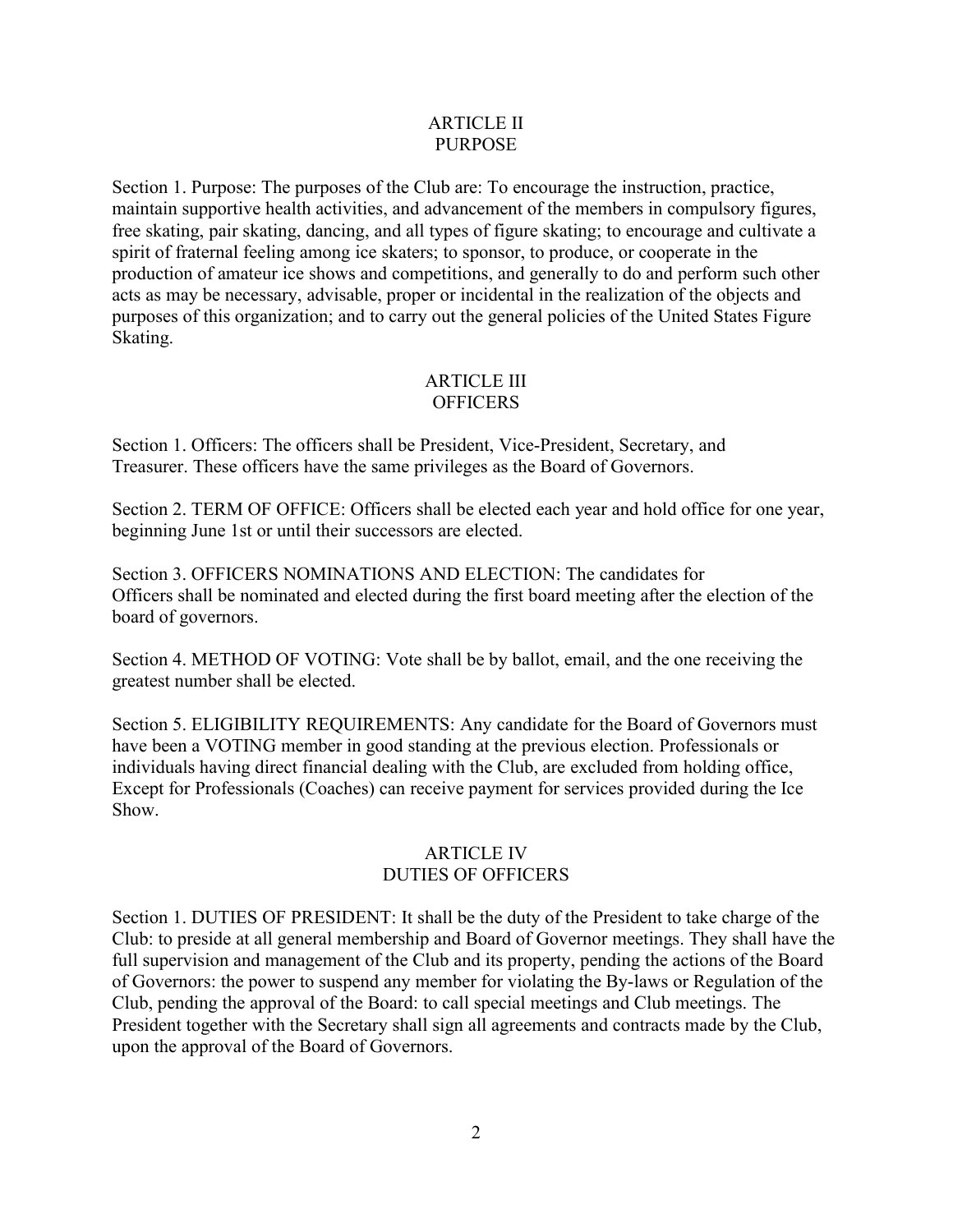## ARTICLE II
## PURPOSE

Section 1. Purpose: The purposes of the Club are: To encourage the instruction, practice, maintain supportive health activities, and advancement of the members in compulsory figures, free skating, pair skating, dancing, and all types of figure skating; to encourage and cultivate a spirit of fraternal feeling among ice skaters; to sponsor, to produce, or cooperate in the production of amateur ice shows and competitions, and generally to do and perform such other acts as may be necessary, advisable, proper or incidental in the realization of the objects and purposes of this organization; and to carry out the general policies of the United States Figure Skating.

## ARTICLE III
## OFFICERS

Section 1. Officers: The officers shall be President, Vice-President, Secretary, and Treasurer. These officers have the same privileges as the Board of Governors.

Section 2. TERM OF OFFICE: Officers shall be elected each year and hold office for one year, beginning June 1st or until their successors are elected.

Section 3. OFFICERS NOMINATIONS AND ELECTION: The candidates for Officers shall be nominated and elected during the first board meeting after the election of the board of governors.

Section 4. METHOD OF VOTING: Vote shall be by ballot, email, and the one receiving the greatest number shall be elected.

Section 5. ELIGIBILITY REQUIREMENTS: Any candidate for the Board of Governors must have been a VOTING member in good standing at the previous election. Professionals or individuals having direct financial dealing with the Club, are excluded from holding office, Except for Professionals (Coaches) can receive payment for services provided during the Ice Show.

## ARTICLE IV
## DUTIES OF OFFICERS

Section 1. DUTIES OF PRESIDENT: It shall be the duty of the President to take charge of the Club: to preside at all general membership and Board of Governor meetings. They shall have the full supervision and management of the Club and its property, pending the actions of the Board of Governors: the power to suspend any member for violating the By-laws or Regulation of the Club, pending the approval of the Board: to call special meetings and Club meetings. The President together with the Secretary shall sign all agreements and contracts made by the Club, upon the approval of the Board of Governors.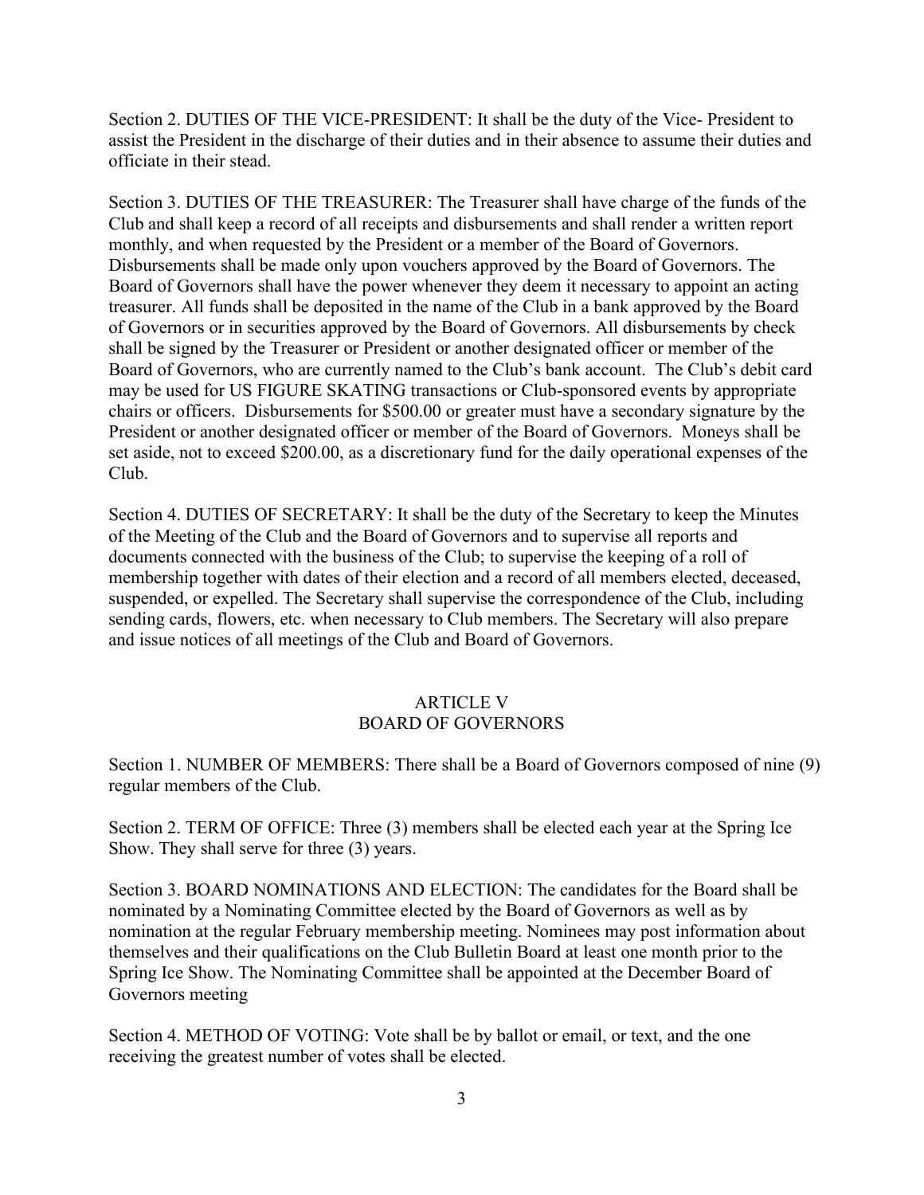Section 2. DUTIES OF THE VICE-PRESIDENT: It shall be the duty of the Vice- President to assist the President in the discharge of their duties and in their absence to assume their duties and officiate in their stead.

Section 3. DUTIES OF THE TREASURER: The Treasurer shall have charge of the funds of the Club and shall keep a record of all receipts and disbursements and shall render a written report monthly, and when requested by the President or a member of the Board of Governors. Disbursements shall be made only upon vouchers approved by the Board of Governors. The Board of Governors shall have the power whenever they deem it necessary to appoint an acting treasurer. All funds shall be deposited in the name of the Club in a bank approved by the Board of Governors or in securities approved by the Board of Governors. All disbursements by check shall be signed by the Treasurer or President or another designated officer or member of the Board of Governors, who are currently named to the Club's bank account. The Club's debit card may be used for US FIGURE SKATING transactions or Club-sponsored events by appropriate chairs or officers. Disbursements for $500.00 or greater must have a secondary signature by the President or another designated officer or member of the Board of Governors. Moneys shall be set aside, not to exceed $200.00, as a discretionary fund for the daily operational expenses of the Club.

Section 4. DUTIES OF SECRETARY: It shall be the duty of the Secretary to keep the Minutes of the Meeting of the Club and the Board of Governors and to supervise all reports and documents connected with the business of the Club; to supervise the keeping of a roll of membership together with dates of their election and a record of all members elected, deceased, suspended, or expelled. The Secretary shall supervise the correspondence of the Club, including sending cards, flowers, etc. when necessary to Club members. The Secretary will also prepare and issue notices of all meetings of the Club and Board of Governors.

## ARTICLE V
## BOARD OF GOVERNORS

Section 1. NUMBER OF MEMBERS: There shall be a Board of Governors composed of nine (9) regular members of the Club.

Section 2. TERM OF OFFICE: Three (3) members shall be elected each year at the Spring Ice Show. They shall serve for three (3) years.

Section 3. BOARD NOMINATIONS AND ELECTION: The candidates for the Board shall be nominated by a Nominating Committee elected by the Board of Governors as well as by nomination at the regular February membership meeting. Nominees may post information about themselves and their qualifications on the Club Bulletin Board at least one month prior to the Spring Ice Show. The Nominating Committee shall be appointed at the December Board of Governors meeting

Section 4. METHOD OF VOTING: Vote shall be by ballot or email, or text, and the one receiving the greatest number of votes shall be elected.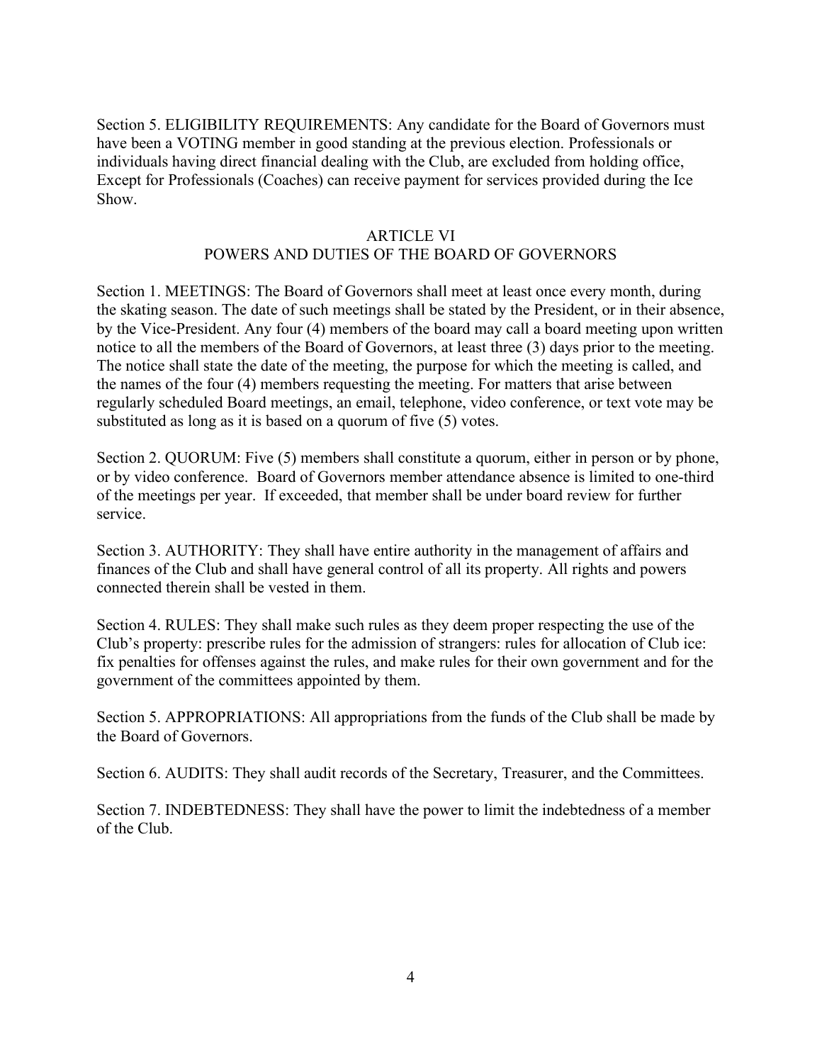Section 5. ELIGIBILITY REQUIREMENTS: Any candidate for the Board of Governors must have been a VOTING member in good standing at the previous election. Professionals or individuals having direct financial dealing with the Club, are excluded from holding office, Except for Professionals (Coaches) can receive payment for services provided during the Ice Show.

## ARTICLE VI
## POWERS AND DUTIES OF THE BOARD OF GOVERNORS

Section 1. MEETINGS: The Board of Governors shall meet at least once every month, during the skating season. The date of such meetings shall be stated by the President, or in their absence, by the Vice-President. Any four (4) members of the board may call a board meeting upon written notice to all the members of the Board of Governors, at least three (3) days prior to the meeting. The notice shall state the date of the meeting, the purpose for which the meeting is called, and the names of the four (4) members requesting the meeting. For matters that arise between regularly scheduled Board meetings, an email, telephone, video conference, or text vote may be substituted as long as it is based on a quorum of five (5) votes.

Section 2. QUORUM: Five (5) members shall constitute a quorum, either in person or by phone, or by video conference. Board of Governors member attendance absence is limited to one-third of the meetings per year. If exceeded, that member shall be under board review for further service.

Section 3. AUTHORITY: They shall have entire authority in the management of affairs and finances of the Club and shall have general control of all its property. All rights and powers connected therein shall be vested in them.

Section 4. RULES: They shall make such rules as they deem proper respecting the use of the Club's property: prescribe rules for the admission of strangers: rules for allocation of Club ice: fix penalties for offenses against the rules, and make rules for their own government and for the government of the committees appointed by them.

Section 5. APPROPRIATIONS: All appropriations from the funds of the Club shall be made by the Board of Governors.

Section 6. AUDITS: They shall audit records of the Secretary, Treasurer, and the Committees.

Section 7. INDEBTEDNESS: They shall have the power to limit the indebtedness of a member of the Club.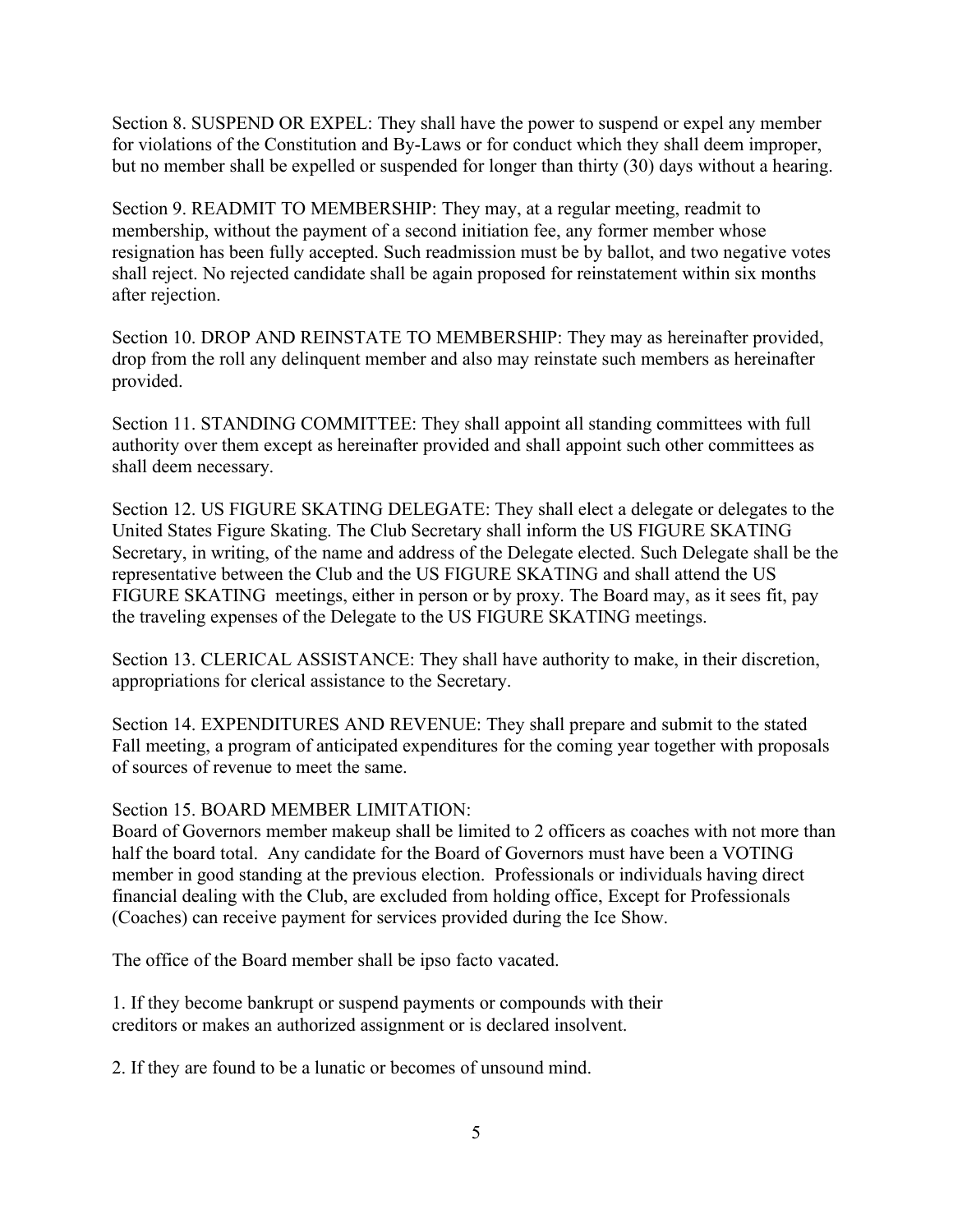Section 8. SUSPEND OR EXPEL: They shall have the power to suspend or expel any member for violations of the Constitution and By-Laws or for conduct which they shall deem improper, but no member shall be expelled or suspended for longer than thirty (30) days without a hearing.

Section 9. READMIT TO MEMBERSHIP: They may, at a regular meeting, readmit to membership, without the payment of a second initiation fee, any former member whose resignation has been fully accepted. Such readmission must be by ballot, and two negative votes shall reject. No rejected candidate shall be again proposed for reinstatement within six months after rejection.

Section 10. DROP AND REINSTATE TO MEMBERSHIP: They may as hereinafter provided, drop from the roll any delinquent member and also may reinstate such members as hereinafter provided.

Section 11. STANDING COMMITTEE: They shall appoint all standing committees with full authority over them except as hereinafter provided and shall appoint such other committees as shall deem necessary.

Section 12. US FIGURE SKATING DELEGATE: They shall elect a delegate or delegates to the United States Figure Skating. The Club Secretary shall inform the US FIGURE SKATING Secretary, in writing, of the name and address of the Delegate elected. Such Delegate shall be the representative between the Club and the US FIGURE SKATING and shall attend the US FIGURE SKATING meetings, either in person or by proxy. The Board may, as it sees fit, pay the traveling expenses of the Delegate to the US FIGURE SKATING meetings.

Section 13. CLERICAL ASSISTANCE: They shall have authority to make, in their discretion, appropriations for clerical assistance to the Secretary.

Section 14. EXPENDITURES AND REVENUE: They shall prepare and submit to the stated Fall meeting, a program of anticipated expenditures for the coming year together with proposals of sources of revenue to meet the same.

Section 15. BOARD MEMBER LIMITATION:
Board of Governors member makeup shall be limited to 2 officers as coaches with not more than half the board total. Any candidate for the Board of Governors must have been a VOTING member in good standing at the previous election. Professionals or individuals having direct financial dealing with the Club, are excluded from holding office, Except for Professionals (Coaches) can receive payment for services provided during the Ice Show.

The office of the Board member shall be ipso facto vacated.

1. If they become bankrupt or suspend payments or compounds with their creditors or makes an authorized assignment or is declared insolvent.

2. If they are found to be a lunatic or becomes of unsound mind.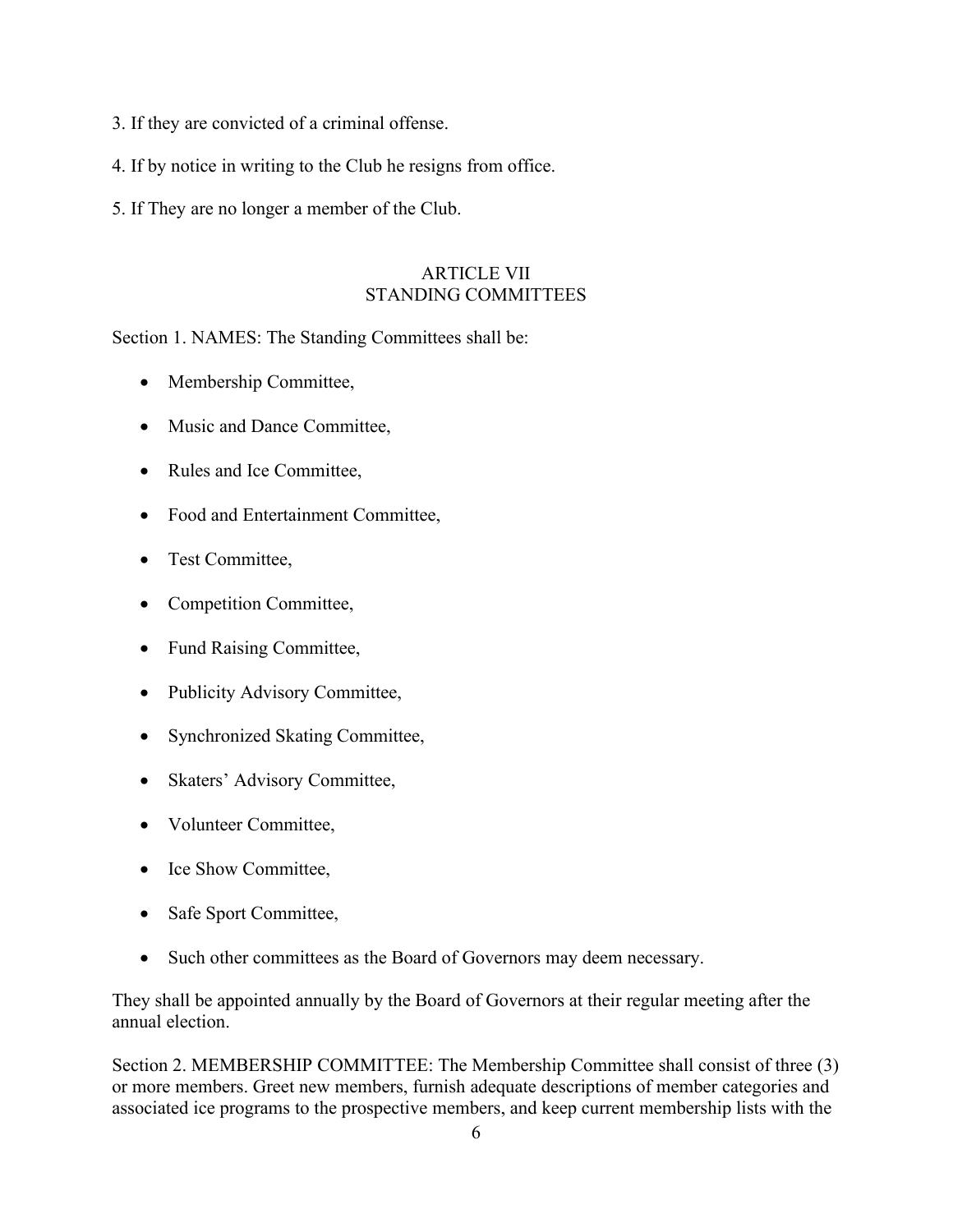3. If they are convicted of a criminal offense.

4. If by notice in writing to the Club he resigns from office.

5. If They are no longer a member of the Club.

## ARTICLE VII
## STANDING COMMITTEES

Section 1. NAMES: The Standing Committees shall be:

- Membership Committee,
- Music and Dance Committee,
- Rules and Ice Committee,
- Food and Entertainment Committee,
- Test Committee,
- Competition Committee,
- Fund Raising Committee,
- Publicity Advisory Committee,
- Synchronized Skating Committee,
- Skaters' Advisory Committee,
- Volunteer Committee,
- Ice Show Committee,
- Safe Sport Committee,
- Such other committees as the Board of Governors may deem necessary.

They shall be appointed annually by the Board of Governors at their regular meeting after the annual election.

Section 2. MEMBERSHIP COMMITTEE: The Membership Committee shall consist of three (3) or more members. Greet new members, furnish adequate descriptions of member categories and associated ice programs to the prospective members, and keep current membership lists with the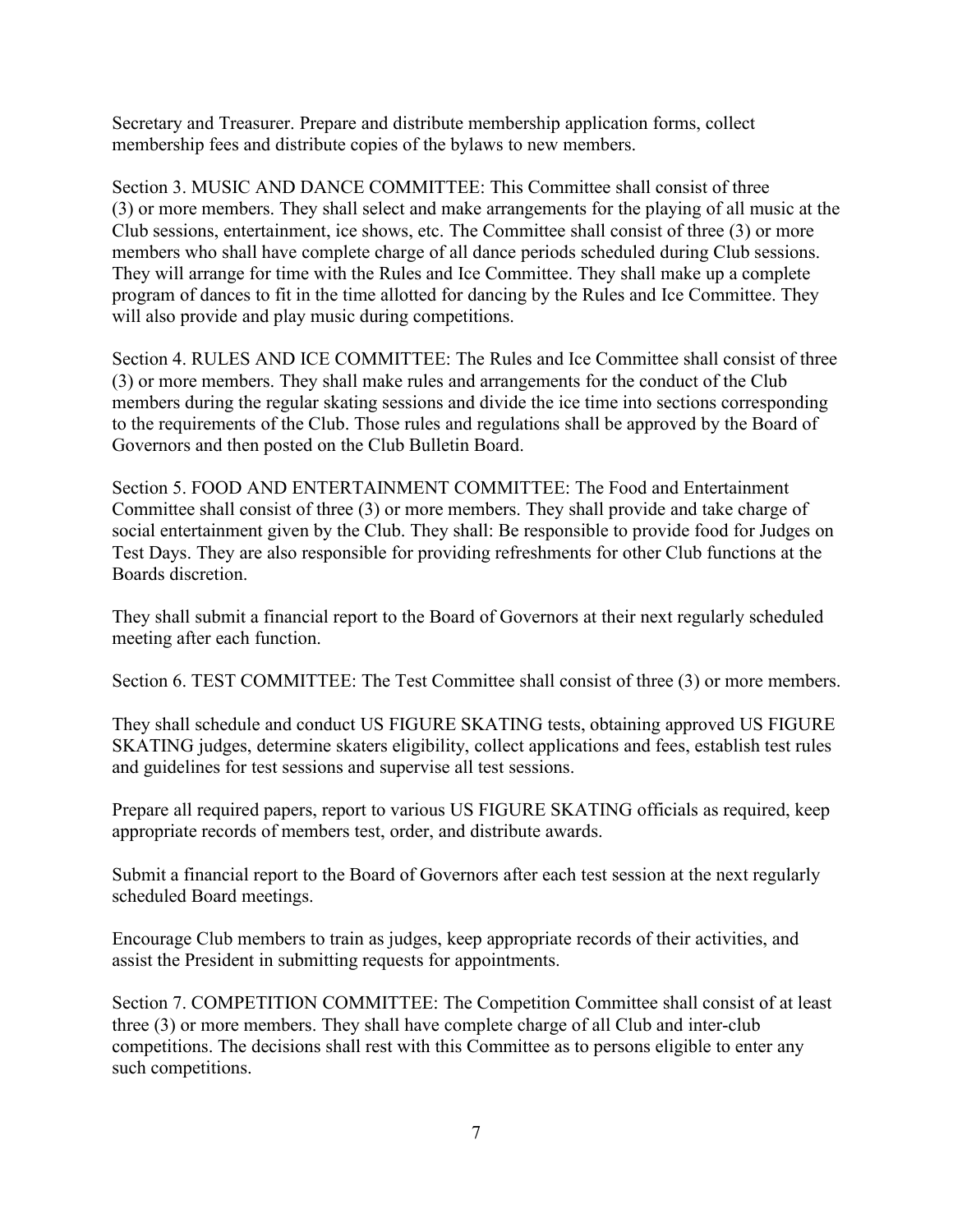Secretary and Treasurer. Prepare and distribute membership application forms, collect membership fees and distribute copies of the bylaws to new members.

Section 3. MUSIC AND DANCE COMMITTEE: This Committee shall consist of three (3) or more members. They shall select and make arrangements for the playing of all music at the Club sessions, entertainment, ice shows, etc. The Committee shall consist of three (3) or more members who shall have complete charge of all dance periods scheduled during Club sessions. They will arrange for time with the Rules and Ice Committee. They shall make up a complete program of dances to fit in the time allotted for dancing by the Rules and Ice Committee. They will also provide and play music during competitions.

Section 4. RULES AND ICE COMMITTEE: The Rules and Ice Committee shall consist of three (3) or more members. They shall make rules and arrangements for the conduct of the Club members during the regular skating sessions and divide the ice time into sections corresponding to the requirements of the Club. Those rules and regulations shall be approved by the Board of Governors and then posted on the Club Bulletin Board.

Section 5. FOOD AND ENTERTAINMENT COMMITTEE: The Food and Entertainment Committee shall consist of three (3) or more members. They shall provide and take charge of social entertainment given by the Club. They shall: Be responsible to provide food for Judges on Test Days. They are also responsible for providing refreshments for other Club functions at the Boards discretion.

They shall submit a financial report to the Board of Governors at their next regularly scheduled meeting after each function.

Section 6. TEST COMMITTEE: The Test Committee shall consist of three (3) or more members.

They shall schedule and conduct US FIGURE SKATING tests, obtaining approved US FIGURE SKATING judges, determine skaters eligibility, collect applications and fees, establish test rules and guidelines for test sessions and supervise all test sessions.

Prepare all required papers, report to various US FIGURE SKATING officials as required, keep appropriate records of members test, order, and distribute awards.

Submit a financial report to the Board of Governors after each test session at the next regularly scheduled Board meetings.

Encourage Club members to train as judges, keep appropriate records of their activities, and assist the President in submitting requests for appointments.

Section 7. COMPETITION COMMITTEE: The Competition Committee shall consist of at least three (3) or more members. They shall have complete charge of all Club and inter-club competitions. The decisions shall rest with this Committee as to persons eligible to enter any such competitions.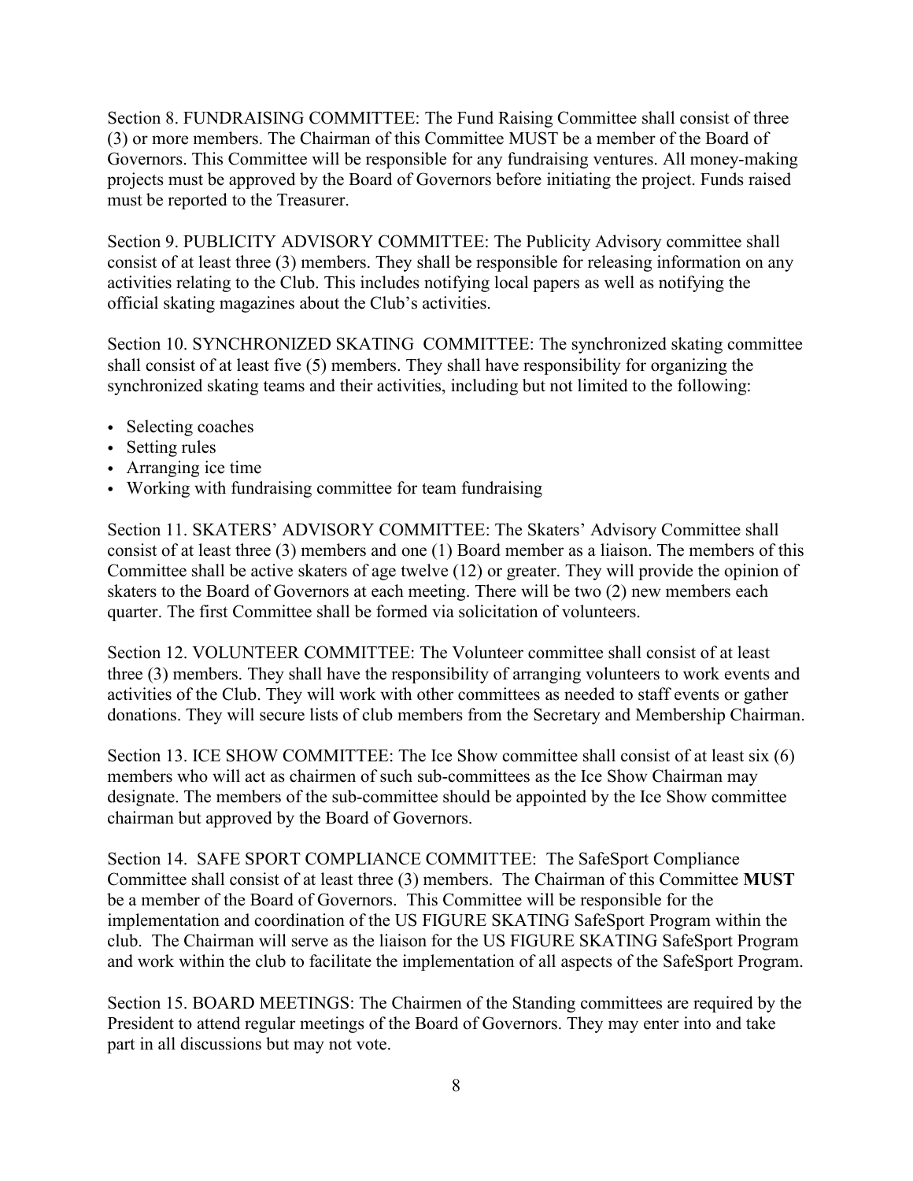Section 8. FUNDRAISING COMMITTEE: The Fund Raising Committee shall consist of three (3) or more members. The Chairman of this Committee MUST be a member of the Board of Governors. This Committee will be responsible for any fundraising ventures. All money-making projects must be approved by the Board of Governors before initiating the project. Funds raised must be reported to the Treasurer.

Section 9. PUBLICITY ADVISORY COMMITTEE: The Publicity Advisory committee shall consist of at least three (3) members. They shall be responsible for releasing information on any activities relating to the Club. This includes notifying local papers as well as notifying the official skating magazines about the Club's activities.

Section 10. SYNCHRONIZED SKATING COMMITTEE: The synchronized skating committee shall consist of at least five (5) members. They shall have responsibility for organizing the synchronized skating teams and their activities, including but not limited to the following:

- Selecting coaches
- Setting rules
- Arranging ice time
- Working with fundraising committee for team fundraising

Section 11. SKATERS' ADVISORY COMMITTEE: The Skaters' Advisory Committee shall consist of at least three (3) members and one (1) Board member as a liaison. The members of this Committee shall be active skaters of age twelve (12) or greater. They will provide the opinion of skaters to the Board of Governors at each meeting. There will be two (2) new members each quarter. The first Committee shall be formed via solicitation of volunteers.

Section 12. VOLUNTEER COMMITTEE: The Volunteer committee shall consist of at least three (3) members. They shall have the responsibility of arranging volunteers to work events and activities of the Club. They will work with other committees as needed to staff events or gather donations. They will secure lists of club members from the Secretary and Membership Chairman.

Section 13. ICE SHOW COMMITTEE: The Ice Show committee shall consist of at least six (6) members who will act as chairmen of such sub-committees as the Ice Show Chairman may designate. The members of the sub-committee should be appointed by the Ice Show committee chairman but approved by the Board of Governors.

Section 14. SAFE SPORT COMPLIANCE COMMITTEE: The SafeSport Compliance Committee shall consist of at least three (3) members. The Chairman of this Committee **MUST** be a member of the Board of Governors. This Committee will be responsible for the implementation and coordination of the US FIGURE SKATING SafeSport Program within the club. The Chairman will serve as the liaison for the US FIGURE SKATING SafeSport Program and work within the club to facilitate the implementation of all aspects of the SafeSport Program.

Section 15. BOARD MEETINGS: The Chairmen of the Standing committees are required by the President to attend regular meetings of the Board of Governors. They may enter into and take part in all discussions but may not vote.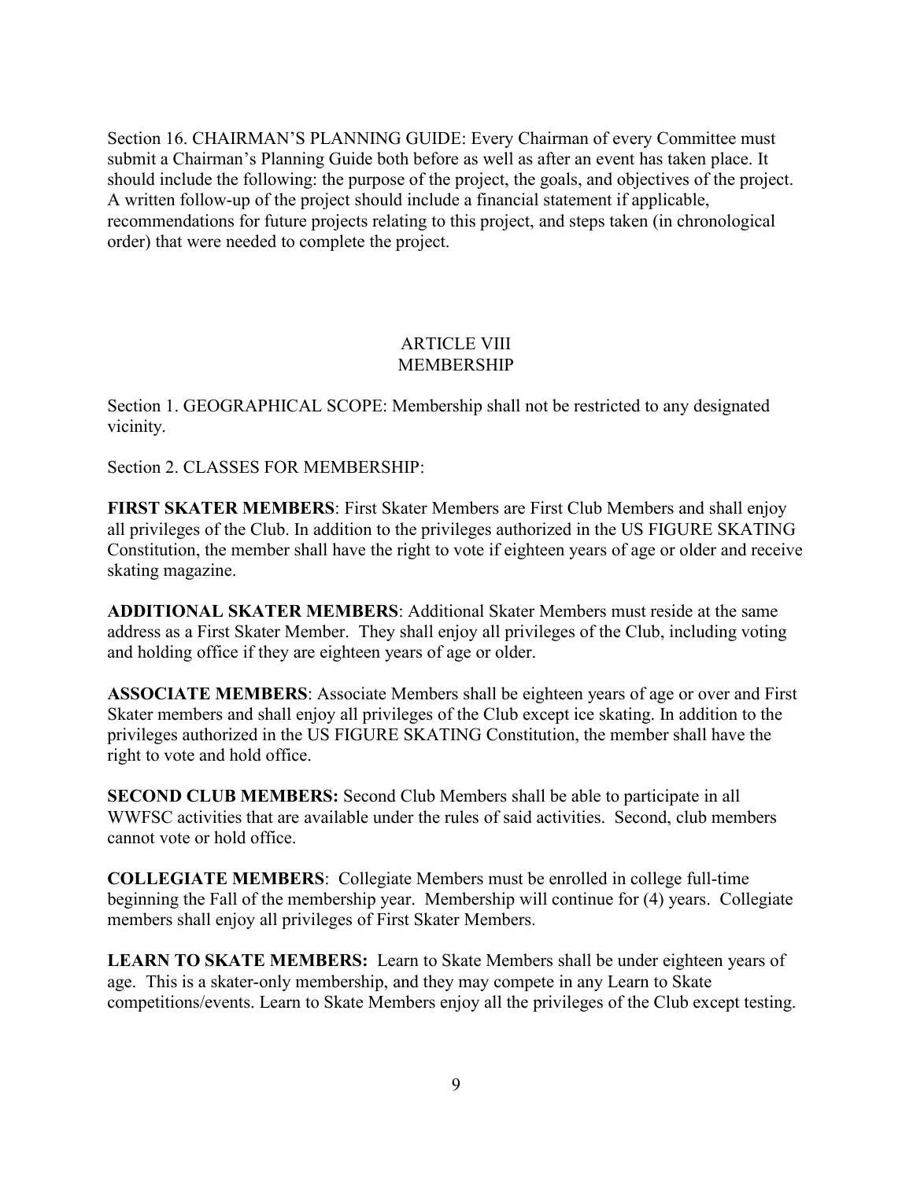Section 16. CHAIRMAN'S PLANNING GUIDE: Every Chairman of every Committee must submit a Chairman's Planning Guide both before as well as after an event has taken place. It should include the following: the purpose of the project, the goals, and objectives of the project. A written follow-up of the project should include a financial statement if applicable, recommendations for future projects relating to this project, and steps taken (in chronological order) that were needed to complete the project.

## ARTICLE VIII
## MEMBERSHIP

Section 1. GEOGRAPHICAL SCOPE: Membership shall not be restricted to any designated vicinity.

Section 2. CLASSES FOR MEMBERSHIP:

**FIRST SKATER MEMBERS**: First Skater Members are First Club Members and shall enjoy all privileges of the Club. In addition to the privileges authorized in the US FIGURE SKATING Constitution, the member shall have the right to vote if eighteen years of age or older and receive skating magazine.

**ADDITIONAL SKATER MEMBERS**: Additional Skater Members must reside at the same address as a First Skater Member. They shall enjoy all privileges of the Club, including voting and holding office if they are eighteen years of age or older.

**ASSOCIATE MEMBERS**: Associate Members shall be eighteen years of age or over and First Skater members and shall enjoy all privileges of the Club except ice skating. In addition to the privileges authorized in the US FIGURE SKATING Constitution, the member shall have the right to vote and hold office.

**SECOND CLUB MEMBERS:** Second Club Members shall be able to participate in all WWFSC activities that are available under the rules of said activities. Second, club members cannot vote or hold office.

**COLLEGIATE MEMBERS**: Collegiate Members must be enrolled in college full-time beginning the Fall of the membership year. Membership will continue for (4) years. Collegiate members shall enjoy all privileges of First Skater Members.

**LEARN TO SKATE MEMBERS:** Learn to Skate Members shall be under eighteen years of age. This is a skater-only membership, and they may compete in any Learn to Skate competitions/events. Learn to Skate Members enjoy all the privileges of the Club except testing.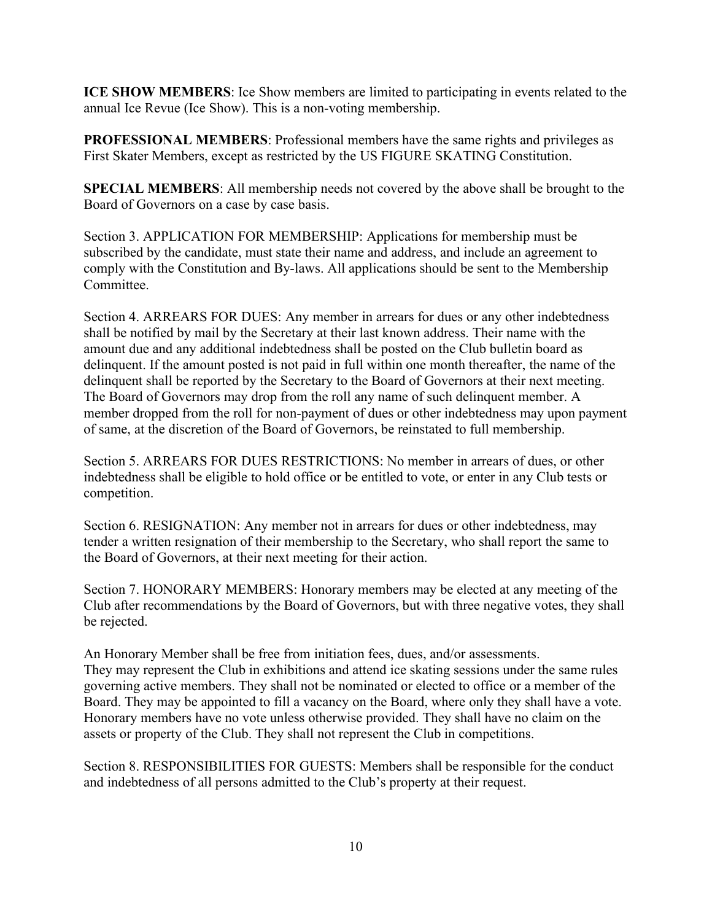**ICE SHOW MEMBERS**: Ice Show members are limited to participating in events related to the annual Ice Revue (Ice Show). This is a non-voting membership.

**PROFESSIONAL MEMBERS**: Professional members have the same rights and privileges as First Skater Members, except as restricted by the US FIGURE SKATING Constitution.

**SPECIAL MEMBERS**: All membership needs not covered by the above shall be brought to the Board of Governors on a case by case basis.

Section 3. APPLICATION FOR MEMBERSHIP: Applications for membership must be subscribed by the candidate, must state their name and address, and include an agreement to comply with the Constitution and By-laws. All applications should be sent to the Membership Committee.

Section 4. ARREARS FOR DUES: Any member in arrears for dues or any other indebtedness shall be notified by mail by the Secretary at their last known address. Their name with the amount due and any additional indebtedness shall be posted on the Club bulletin board as delinquent. If the amount posted is not paid in full within one month thereafter, the name of the delinquent shall be reported by the Secretary to the Board of Governors at their next meeting. The Board of Governors may drop from the roll any name of such delinquent member. A member dropped from the roll for non-payment of dues or other indebtedness may upon payment of same, at the discretion of the Board of Governors, be reinstated to full membership.

Section 5. ARREARS FOR DUES RESTRICTIONS: No member in arrears of dues, or other indebtedness shall be eligible to hold office or be entitled to vote, or enter in any Club tests or competition.

Section 6. RESIGNATION: Any member not in arrears for dues or other indebtedness, may tender a written resignation of their membership to the Secretary, who shall report the same to the Board of Governors, at their next meeting for their action.

Section 7. HONORARY MEMBERS: Honorary members may be elected at any meeting of the Club after recommendations by the Board of Governors, but with three negative votes, they shall be rejected.

An Honorary Member shall be free from initiation fees, dues, and/or assessments. They may represent the Club in exhibitions and attend ice skating sessions under the same rules governing active members. They shall not be nominated or elected to office or a member of the Board. They may be appointed to fill a vacancy on the Board, where only they shall have a vote. Honorary members have no vote unless otherwise provided. They shall have no claim on the assets or property of the Club. They shall not represent the Club in competitions.

Section 8. RESPONSIBILITIES FOR GUESTS: Members shall be responsible for the conduct and indebtedness of all persons admitted to the Club's property at their request.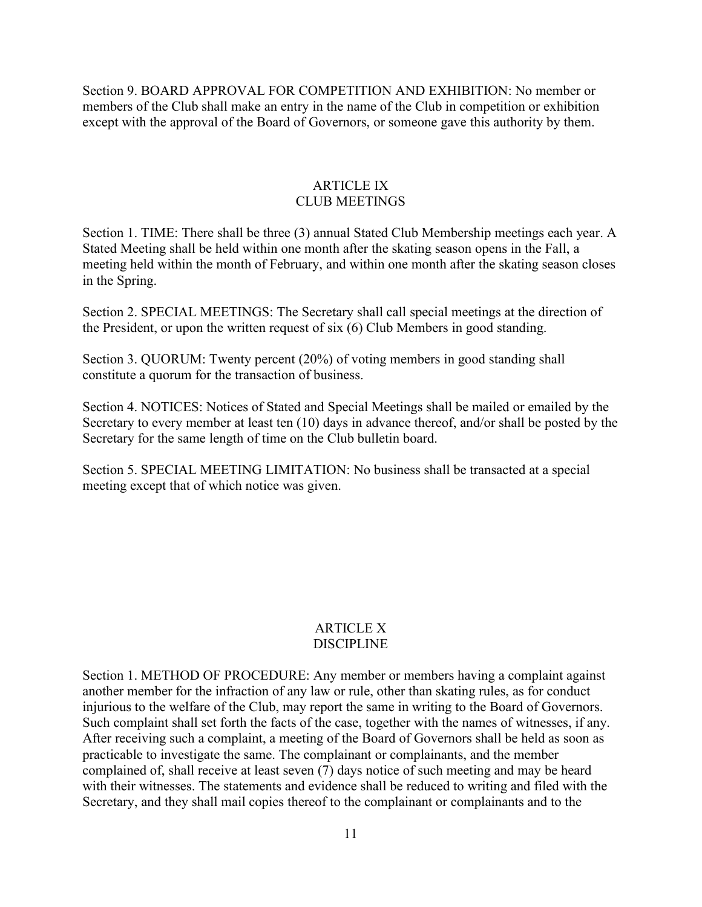Section 9. BOARD APPROVAL FOR COMPETITION AND EXHIBITION: No member or members of the Club shall make an entry in the name of the Club in competition or exhibition except with the approval of the Board of Governors, or someone gave this authority by them.

## ARTICLE IX
## CLUB MEETINGS

Section 1. TIME: There shall be three (3) annual Stated Club Membership meetings each year. A Stated Meeting shall be held within one month after the skating season opens in the Fall, a meeting held within the month of February, and within one month after the skating season closes in the Spring.

Section 2. SPECIAL MEETINGS: The Secretary shall call special meetings at the direction of the President, or upon the written request of six (6) Club Members in good standing.

Section 3. QUORUM: Twenty percent (20%) of voting members in good standing shall constitute a quorum for the transaction of business.

Section 4. NOTICES: Notices of Stated and Special Meetings shall be mailed or emailed by the Secretary to every member at least ten (10) days in advance thereof, and/or shall be posted by the Secretary for the same length of time on the Club bulletin board.

Section 5. SPECIAL MEETING LIMITATION: No business shall be transacted at a special meeting except that of which notice was given.

## ARTICLE X
## DISCIPLINE

Section 1. METHOD OF PROCEDURE: Any member or members having a complaint against another member for the infraction of any law or rule, other than skating rules, as for conduct injurious to the welfare of the Club, may report the same in writing to the Board of Governors. Such complaint shall set forth the facts of the case, together with the names of witnesses, if any. After receiving such a complaint, a meeting of the Board of Governors shall be held as soon as practicable to investigate the same. The complainant or complainants, and the member complained of, shall receive at least seven (7) days notice of such meeting and may be heard with their witnesses. The statements and evidence shall be reduced to writing and filed with the Secretary, and they shall mail copies thereof to the complainant or complainants and to the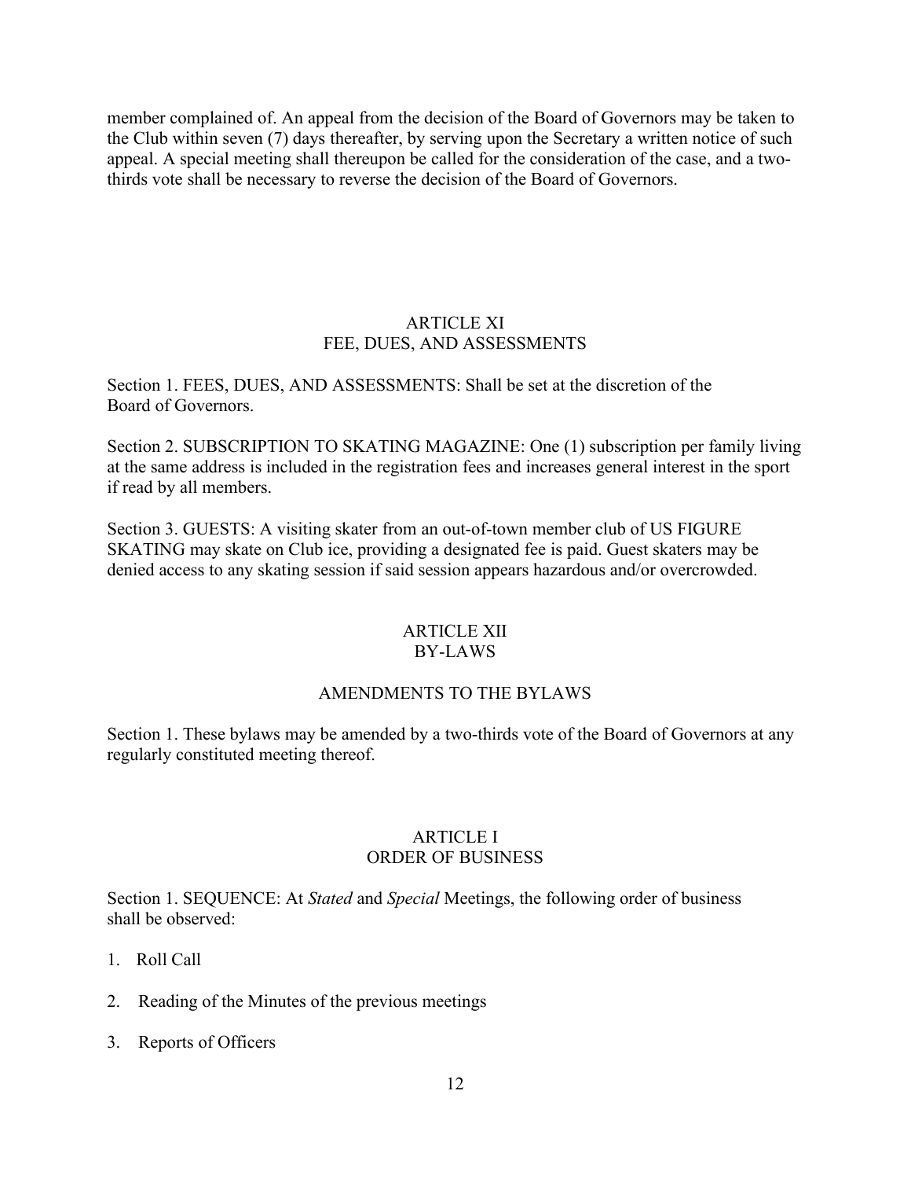member complained of. An appeal from the decision of the Board of Governors may be taken to the Club within seven (7) days thereafter, by serving upon the Secretary a written notice of such appeal. A special meeting shall thereupon be called for the consideration of the case, and a two-thirds vote shall be necessary to reverse the decision of the Board of Governors.

## ARTICLE XI
## FEE, DUES, AND ASSESSMENTS

Section 1. FEES, DUES, AND ASSESSMENTS: Shall be set at the discretion of the Board of Governors.

Section 2. SUBSCRIPTION TO SKATING MAGAZINE: One (1) subscription per family living at the same address is included in the registration fees and increases general interest in the sport if read by all members.

Section 3. GUESTS: A visiting skater from an out-of-town member club of US FIGURE SKATING may skate on Club ice, providing a designated fee is paid. Guest skaters may be denied access to any skating session if said session appears hazardous and/or overcrowded.

## ARTICLE XII
## BY-LAWS

### AMENDMENTS TO THE BYLAWS

Section 1. These bylaws may be amended by a two-thirds vote of the Board of Governors at any regularly constituted meeting thereof.

## ARTICLE I
## ORDER OF BUSINESS

Section 1. SEQUENCE: At *Stated* and *Special* Meetings, the following order of business shall be observed:

1. Roll Call
2. Reading of the Minutes of the previous meetings
3. Reports of Officers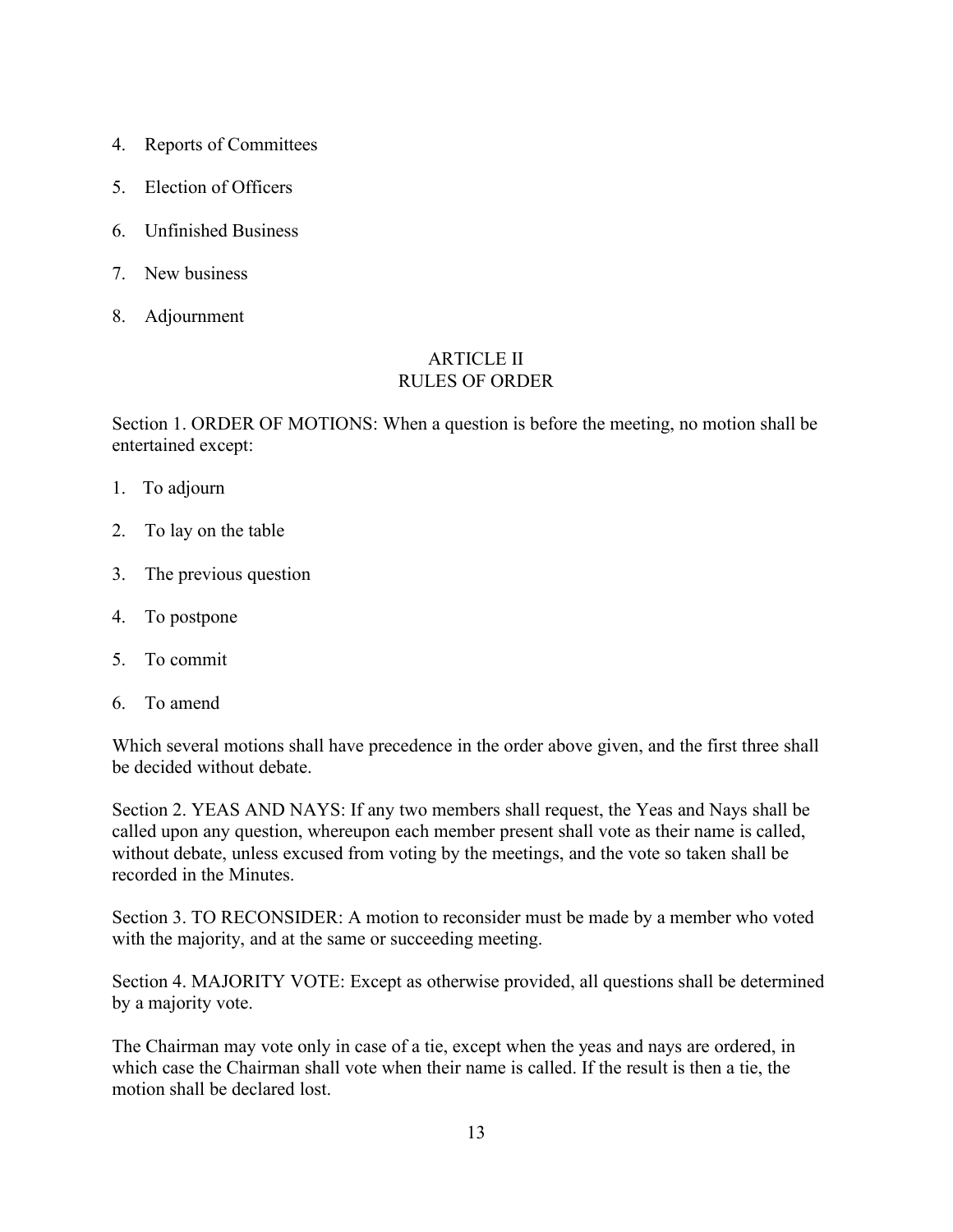4. Reports of Committees
5. Election of Officers
6. Unfinished Business
7. New business
8. Adjournment

## ARTICLE II
## RULES OF ORDER

Section 1. ORDER OF MOTIONS: When a question is before the meeting, no motion shall be entertained except:

1. To adjourn
2. To lay on the table
3. The previous question
4. To postpone
5. To commit
6. To amend

Which several motions shall have precedence in the order above given, and the first three shall be decided without debate.

Section 2. YEAS AND NAYS: If any two members shall request, the Yeas and Nays shall be called upon any question, whereupon each member present shall vote as their name is called, without debate, unless excused from voting by the meetings, and the vote so taken shall be recorded in the Minutes.

Section 3. TO RECONSIDER: A motion to reconsider must be made by a member who voted with the majority, and at the same or succeeding meeting.

Section 4. MAJORITY VOTE: Except as otherwise provided, all questions shall be determined by a majority vote.

The Chairman may vote only in case of a tie, except when the yeas and nays are ordered, in which case the Chairman shall vote when their name is called. If the result is then a tie, the motion shall be declared lost.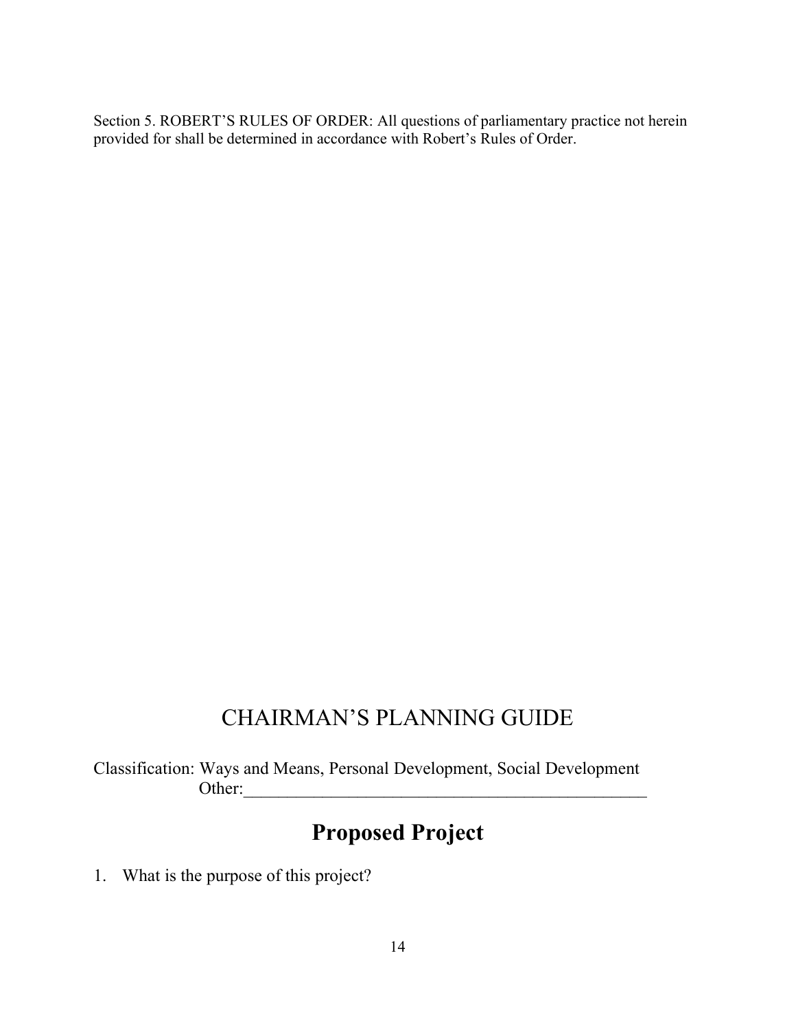Section 5. ROBERT'S RULES OF ORDER: All questions of parliamentary practice not herein provided for shall be determined in accordance with Robert's Rules of Order.

# CHAIRMAN'S PLANNING GUIDE

Classification: Ways and Means, Personal Development, Social Development
Other:_________________________________________________

## Proposed Project

1. What is the purpose of this project?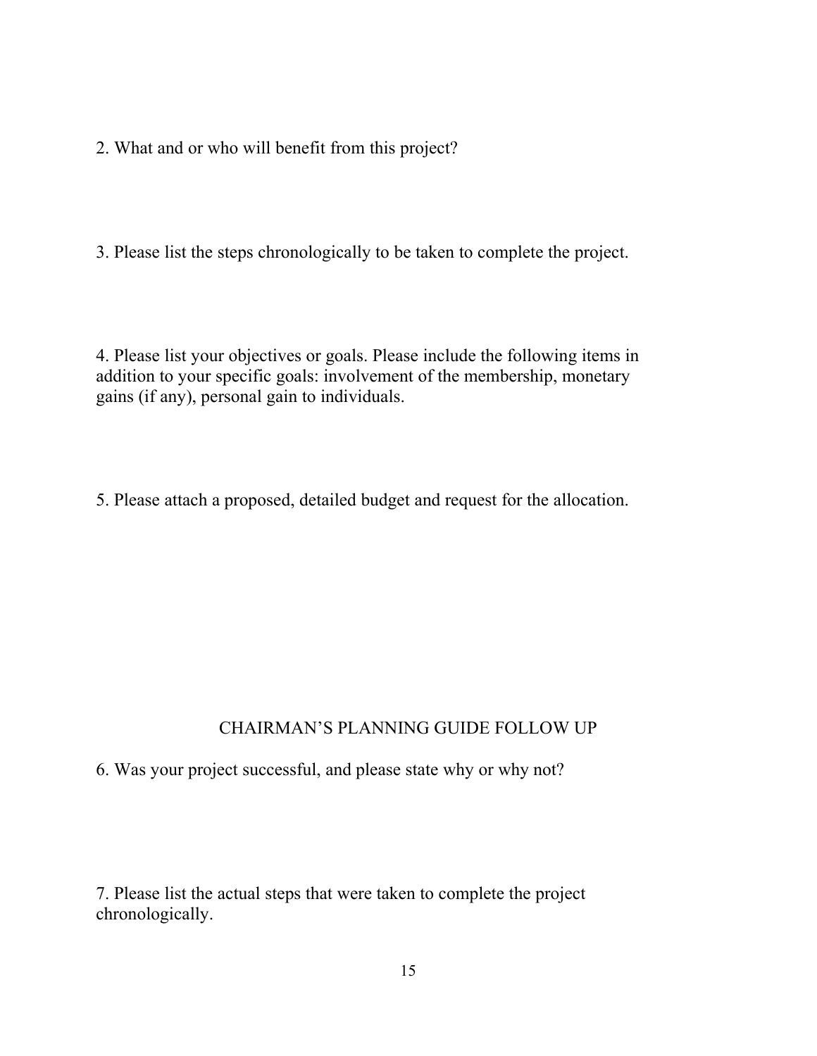2. What and or who will benefit from this project?

3. Please list the steps chronologically to be taken to complete the project.

4. Please list your objectives or goals. Please include the following items in addition to your specific goals: involvement of the membership, monetary gains (if any), personal gain to individuals.

5. Please attach a proposed, detailed budget and request for the allocation.

## CHAIRMAN'S PLANNING GUIDE FOLLOW UP

6. Was your project successful, and please state why or why not?

7. Please list the actual steps that were taken to complete the project chronologically.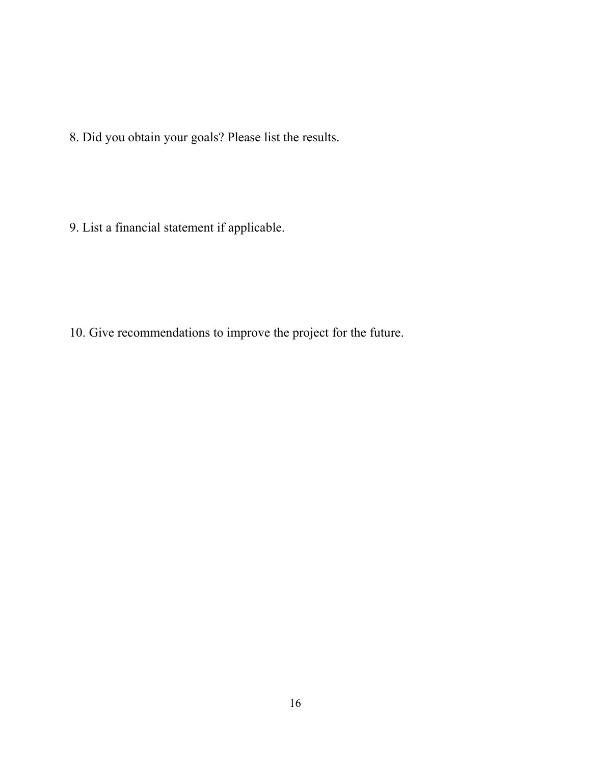8. Did you obtain your goals? Please list the results.

9. List a financial statement if applicable.

10. Give recommendations to improve the project for the future.